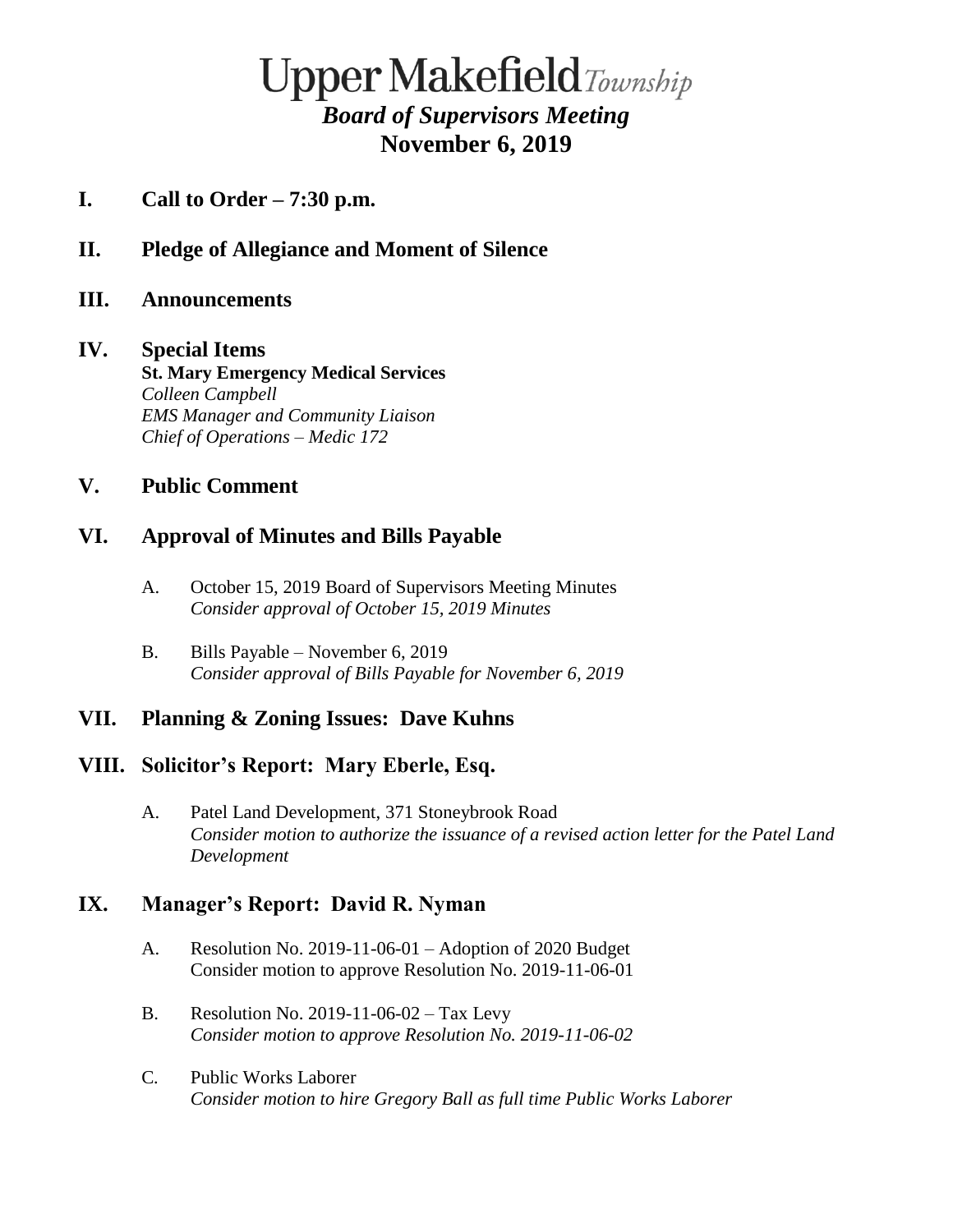# Upper Makefield *Township*

## *Board of Supervisors Meeting*

## November 6, 2019

## I. Call to Order – 7:30 p.m.

## II. Pledge of Allegiance and Moment of Silence

## III. Announcements

## IV. Special Items

**St. Mary Emergency Medical Services**
*Colleen Campbell*
*EMS Manager and Community Liaison*
*Chief of Operations – Medic 172*

## V. Public Comment

## VI. Approval of Minutes and Bills Payable

A. October 15, 2019 Board of Supervisors Meeting Minutes
*Consider approval of October 15, 2019 Minutes*

B. Bills Payable – November 6, 2019
*Consider approval of Bills Payable for November 6, 2019*

## VII. Planning & Zoning Issues: Dave Kuhns

## VIII. Solicitor's Report: Mary Eberle, Esq.

A. Patel Land Development, 371 Stoneybrook Road
*Consider motion to authorize the issuance of a revised action letter for the Patel Land Development*

## IX. Manager's Report: David R. Nyman

A. Resolution No. 2019-11-06-01 – Adoption of 2020 Budget
Consider motion to approve Resolution No. 2019-11-06-01

B. Resolution No. 2019-11-06-02 – Tax Levy
*Consider motion to approve Resolution No. 2019-11-06-02*

C. Public Works Laborer
*Consider motion to hire Gregory Ball as full time Public Works Laborer*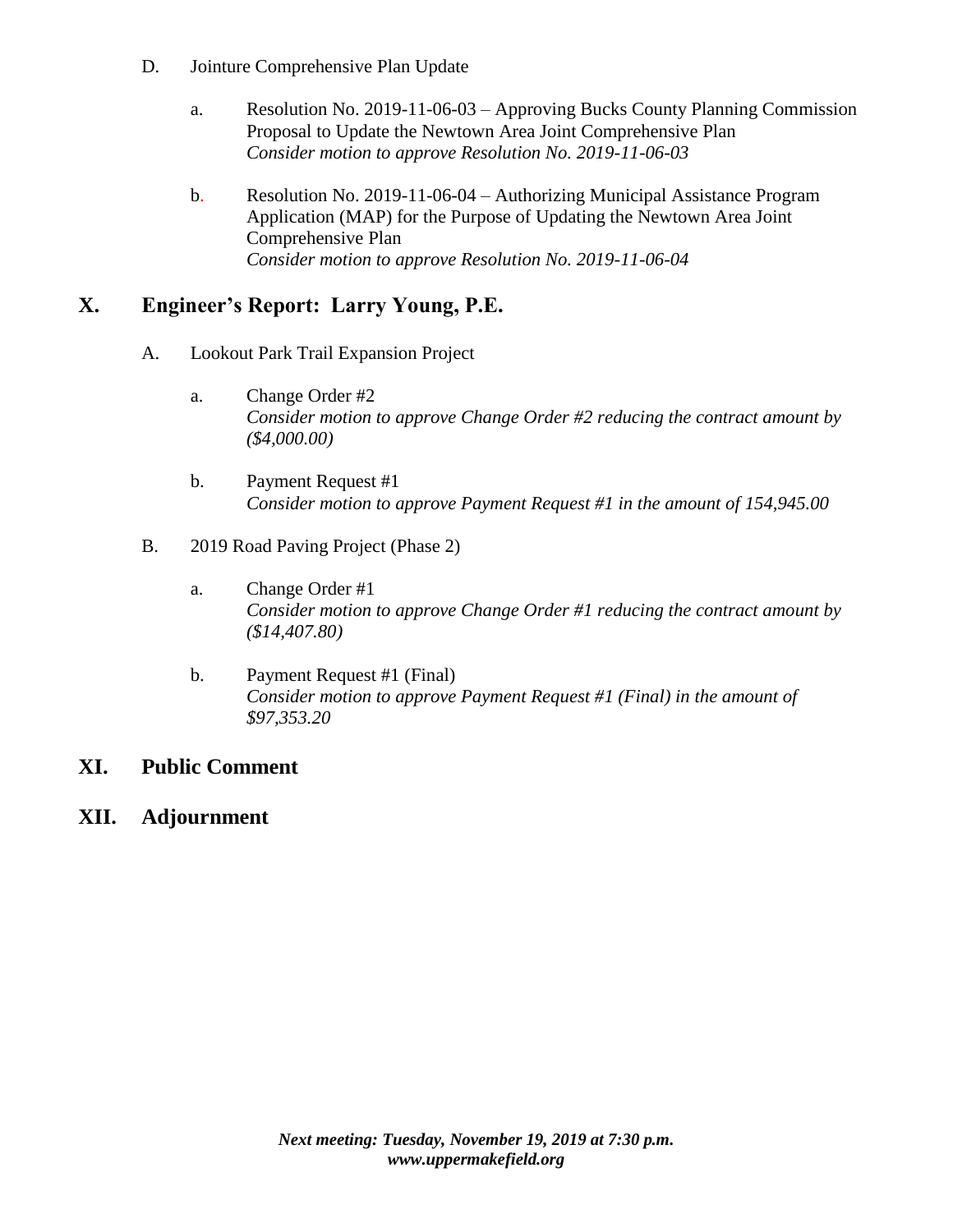D. Jointure Comprehensive Plan Update

a. Resolution No. 2019-11-06-03 – Approving Bucks County Planning Commission Proposal to Update the Newtown Area Joint Comprehensive Plan
*Consider motion to approve Resolution No. 2019-11-06-03*

b. Resolution No. 2019-11-06-04 – Authorizing Municipal Assistance Program Application (MAP) for the Purpose of Updating the Newtown Area Joint Comprehensive Plan
*Consider motion to approve Resolution No. 2019-11-06-04*

## X. Engineer's Report: Larry Young, P.E.

A. Lookout Park Trail Expansion Project

a. Change Order #2
*Consider motion to approve Change Order #2 reducing the contract amount by ($4,000.00)*

b. Payment Request #1
*Consider motion to approve Payment Request #1 in the amount of 154,945.00*

B. 2019 Road Paving Project (Phase 2)

a. Change Order #1
*Consider motion to approve Change Order #1 reducing the contract amount by ($14,407.80)*

b. Payment Request #1 (Final)
*Consider motion to approve Payment Request #1 (Final) in the amount of $97,353.20*

## XI. Public Comment

## XII. Adjournment

***Next meeting: Tuesday, November 19, 2019 at 7:30 p.m.***
***www.uppermakefield.org***